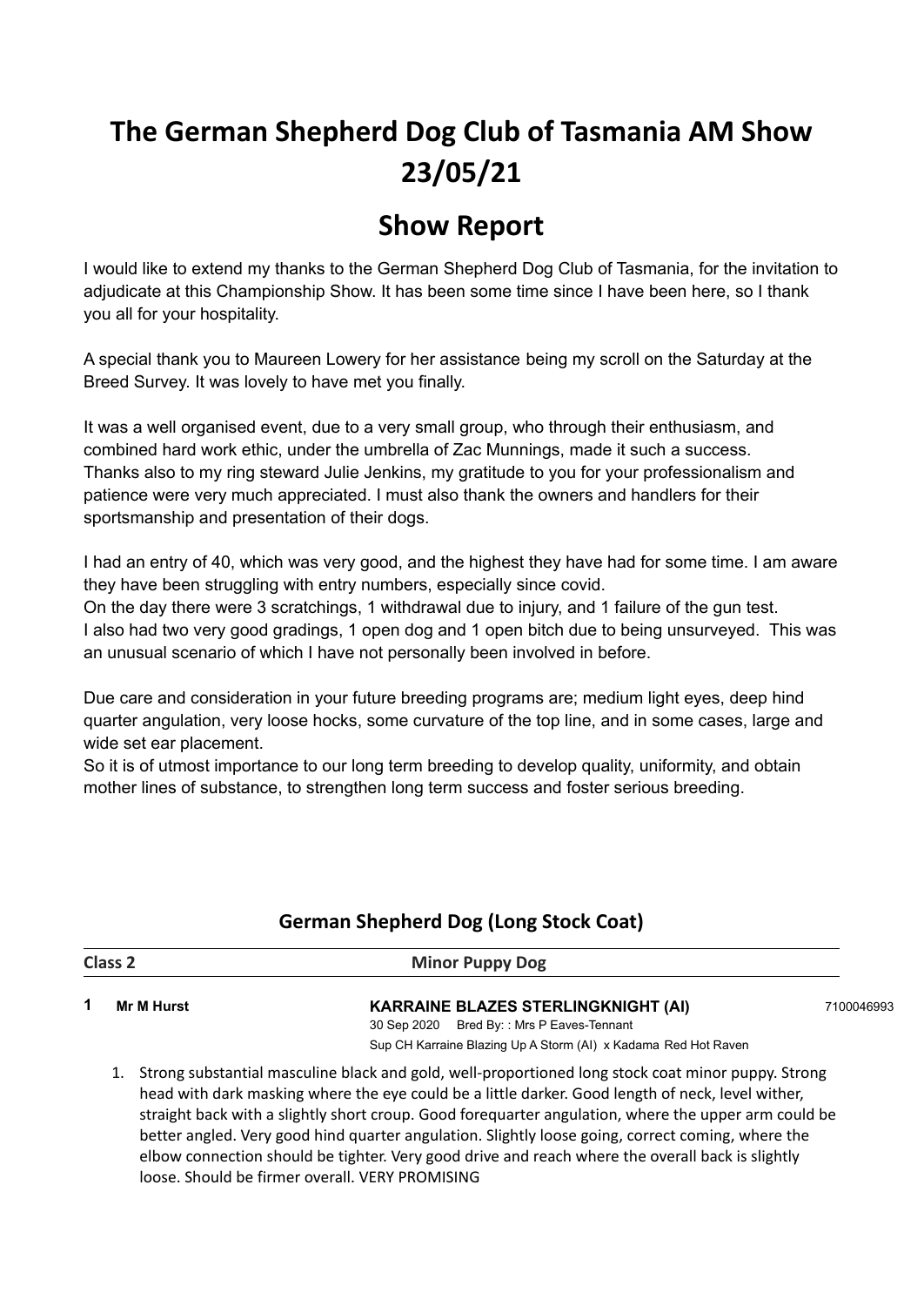# The German Shepherd Dog Club of Tasmania AM Show 23/05/21

## Show Report

I would like to extend my thanks to the German Shepherd Dog Club of Tasmania, for the invitation to adjudicate at this Championship Show. It has been some time since I have been here, so I thank you all for your hospitality.

A special thank you to Maureen Lowery for her assistance being my scroll on the Saturday at the Breed Survey. It was lovely to have met you finally.

It was a well organised event, due to a very small group, who through their enthusiasm, and combined hard work ethic, under the umbrella of Zac Munnings, made it such a success. Thanks also to my ring steward Julie Jenkins, my gratitude to you for your professionalism and patience were very much appreciated. I must also thank the owners and handlers for their sportsmanship and presentation of their dogs.

I had an entry of 40, which was very good, and the highest they have had for some time. I am aware they have been struggling with entry numbers, especially since covid.
On the day there were 3 scratchings, 1 withdrawal due to injury, and 1 failure of the gun test.
I also had two very good gradings, 1 open dog and 1 open bitch due to being unsurveyed. This was an unusual scenario of which I have not personally been involved in before.

Due care and consideration in your future breeding programs are; medium light eyes, deep hind quarter angulation, very loose hocks, some curvature of the top line, and in some cases, large and wide set ear placement.
So it is of utmost importance to our long term breeding to develop quality, uniformity, and obtain mother lines of substance, to strengthen long term success and foster serious breeding.

### German Shepherd Dog (Long Stock Coat)

**Class 2** — **Minor Puppy Dog**

**1** **Mr M Hurst** — **KARRAINE BLAZES STERLINGKNIGHT (AI)** — 7100046993
30 Sep 2020 Bred By: : Mrs P Eaves-Tennant
Sup CH Karraine Blazing Up A Storm (AI) x Kadama Red Hot Raven

1. Strong substantial masculine black and gold, well-proportioned long stock coat minor puppy. Strong head with dark masking where the eye could be a little darker. Good length of neck, level wither, straight back with a slightly short croup. Good forequarter angulation, where the upper arm could be better angled. Very good hind quarter angulation. Slightly loose going, correct coming, where the elbow connection should be tighter. Very good drive and reach where the overall back is slightly loose. Should be firmer overall. VERY PROMISING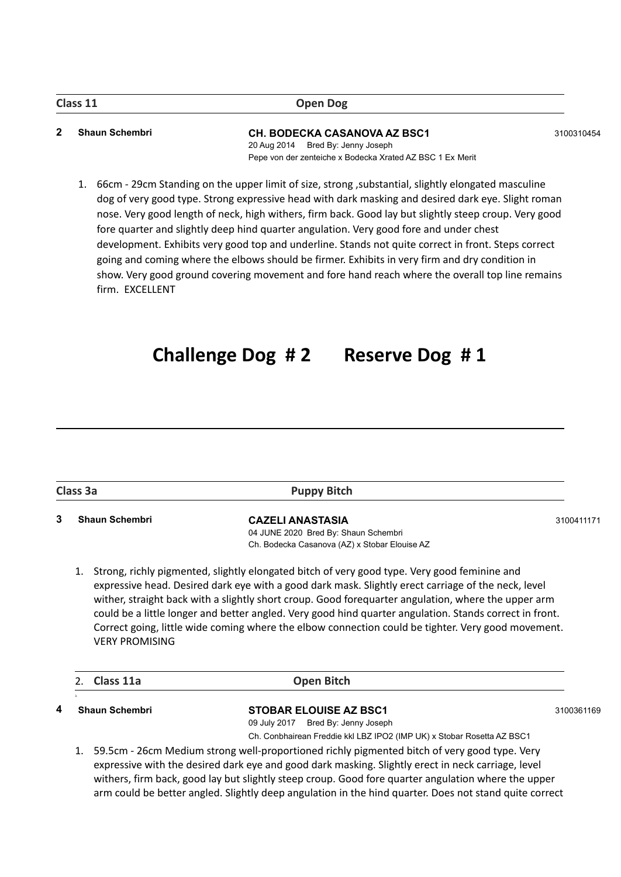| Class 11 | Open Dog |
| --- | --- |

**2** **Shaun Schembri** **CH. BODECKA CASANOVA AZ BSC1** 3100310454
20 Aug 2014 Bred By: Jenny Joseph
Pepe von der zenteiche x Bodecka Xrated AZ BSC 1 Ex Merit

1. 66cm - 29cm Standing on the upper limit of size, strong ,substantial, slightly elongated masculine dog of very good type. Strong expressive head with dark masking and desired dark eye. Slight roman nose. Very good length of neck, high withers, firm back. Good lay but slightly steep croup. Very good fore quarter and slightly deep hind quarter angulation. Very good fore and under chest development. Exhibits very good top and underline. Stands not quite correct in front. Steps correct going and coming where the elbows should be firmer. Exhibits in very firm and dry condition in show. Very good ground covering movement and fore hand reach where the overall top line remains firm. EXCELLENT

# Challenge Dog # 2 Reserve Dog # 1

| Class 3a | Puppy Bitch |
| --- | --- |

**3** **Shaun Schembri** **CAZELI ANASTASIA** 3100411171
04 JUNE 2020 Bred By: Shaun Schembri
Ch. Bodecka Casanova (AZ) x Stobar Elouise AZ

1. Strong, richly pigmented, slightly elongated bitch of very good type. Very good feminine and expressive head. Desired dark eye with a good dark mask. Slightly erect carriage of the neck, level wither, straight back with a slightly short croup. Good forequarter angulation, where the upper arm could be a little longer and better angled. Very good hind quarter angulation. Stands correct in front. Correct going, little wide coming where the elbow connection could be tighter. Very good movement. VERY PROMISING

| 2. Class 11a | Open Bitch |
| --- | --- |

**4** **Shaun Schembri** **STOBAR ELOUISE AZ BSC1** 3100361169
09 July 2017 Bred By: Jenny Joseph
Ch. Conbhairean Freddie kkl LBZ IPO2 (IMP UK) x Stobar Rosetta AZ BSC1

1. 59.5cm - 26cm Medium strong well-proportioned richly pigmented bitch of very good type. Very expressive with the desired dark eye and good dark masking. Slightly erect in neck carriage, level withers, firm back, good lay but slightly steep croup. Good fore quarter angulation where the upper arm could be better angled. Slightly deep angulation in the hind quarter. Does not stand quite correct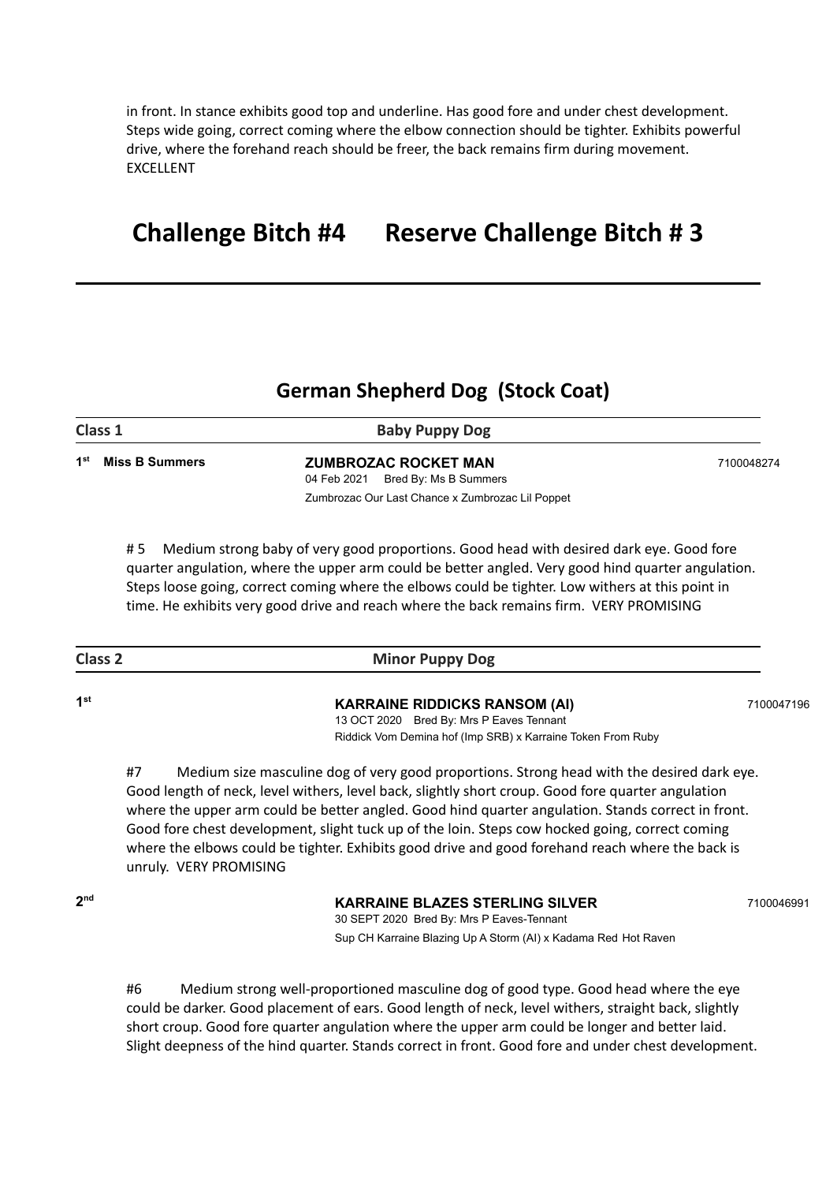in front. In stance exhibits good top and underline. Has good fore and under chest development. Steps wide going, correct coming where the elbow connection should be tighter. Exhibits powerful drive, where the forehand reach should be freer, the back remains firm during movement. EXCELLENT

# Challenge Bitch #4 Reserve Challenge Bitch # 3

---

## German Shepherd Dog (Stock Coat)

**Class 1** **Baby Puppy Dog**

**1st Miss B Summers** **ZUMBROZAC ROCKET MAN** 7100048274
04 Feb 2021 Bred By: Ms B Summers
Zumbrozac Our Last Chance x Zumbrozac Lil Poppet

# 5 Medium strong baby of very good proportions. Good head with desired dark eye. Good fore quarter angulation, where the upper arm could be better angled. Very good hind quarter angulation. Steps loose going, correct coming where the elbows could be tighter. Low withers at this point in time. He exhibits very good drive and reach where the back remains firm. VERY PROMISING

**Class 2** **Minor Puppy Dog**

**1st** **KARRAINE RIDDICKS RANSOM (AI)** 7100047196
13 OCT 2020 Bred By: Mrs P Eaves Tennant
Riddick Vom Demina hof (Imp SRB) x Karraine Token From Ruby

#7 Medium size masculine dog of very good proportions. Strong head with the desired dark eye. Good length of neck, level withers, level back, slightly short croup. Good fore quarter angulation where the upper arm could be better angled. Good hind quarter angulation. Stands correct in front. Good fore chest development, slight tuck up of the loin. Steps cow hocked going, correct coming where the elbows could be tighter. Exhibits good drive and good forehand reach where the back is unruly. VERY PROMISING

**2nd** **KARRAINE BLAZES STERLING SILVER** 7100046991
30 SEPT 2020 Bred By: Mrs P Eaves-Tennant
Sup CH Karraine Blazing Up A Storm (AI) x Kadama Red Hot Raven

#6 Medium strong well-proportioned masculine dog of good type. Good head where the eye could be darker. Good placement of ears. Good length of neck, level withers, straight back, slightly short croup. Good fore quarter angulation where the upper arm could be longer and better laid. Slight deepness of the hind quarter. Stands correct in front. Good fore and under chest development.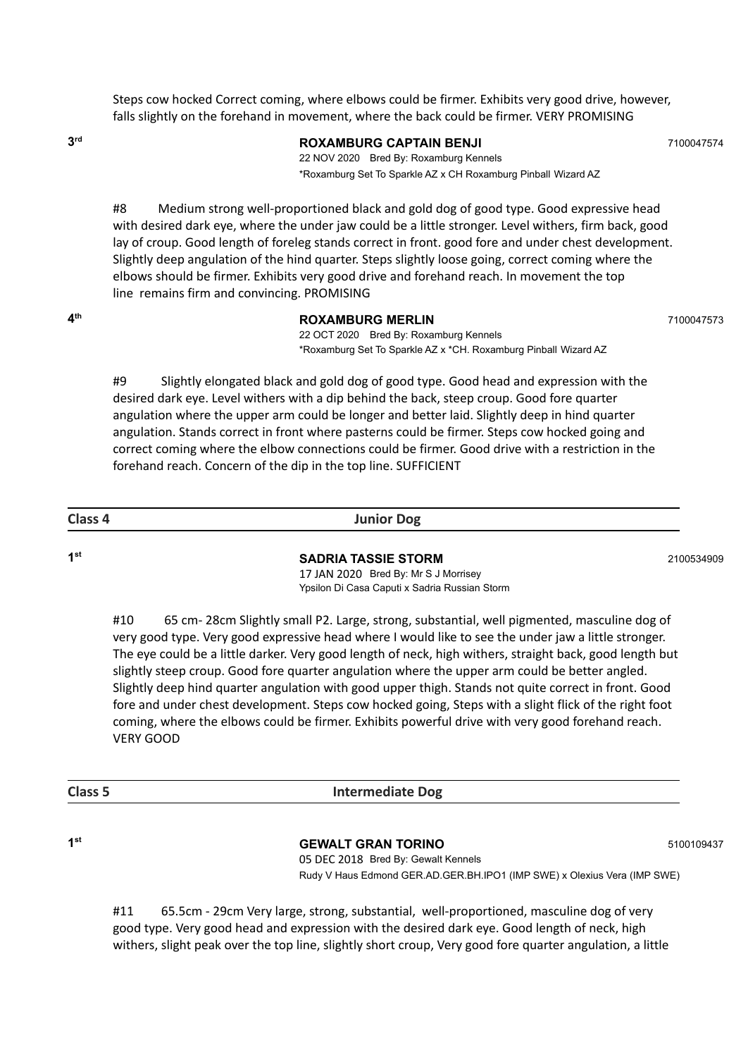Steps cow hocked Correct coming, where elbows could be firmer. Exhibits very good drive, however, falls slightly on the forehand in movement, where the back could be firmer. VERY PROMISING

3rd **ROXAMBURG CAPTAIN BENJI** 7100047574
22 NOV 2020 Bred By: Roxamburg Kennels
*Roxamburg Set To Sparkle AZ x CH Roxamburg Pinball Wizard AZ

#8 Medium strong well-proportioned black and gold dog of good type. Good expressive head with desired dark eye, where the under jaw could be a little stronger. Level withers, firm back, good lay of croup. Good length of foreleg stands correct in front. good fore and under chest development. Slightly deep angulation of the hind quarter. Steps slightly loose going, correct coming where the elbows should be firmer. Exhibits very good drive and forehand reach. In movement the top line remains firm and convincing. PROMISING

4th **ROXAMBURG MERLIN** 7100047573
22 OCT 2020 Bred By: Roxamburg Kennels
*Roxamburg Set To Sparkle AZ x *CH. Roxamburg Pinball Wizard AZ

#9 Slightly elongated black and gold dog of good type. Good head and expression with the desired dark eye. Level withers with a dip behind the back, steep croup. Good fore quarter angulation where the upper arm could be longer and better laid. Slightly deep in hind quarter angulation. Stands correct in front where pasterns could be firmer. Steps cow hocked going and correct coming where the elbow connections could be firmer. Good drive with a restriction in the forehand reach. Concern of the dip in the top line. SUFFICIENT

## Class 4 — Junior Dog

1st **SADRIA TASSIE STORM** 2100534909
17 JAN 2020 Bred By: Mr S J Morrisey
Ypsilon Di Casa Caputi x Sadria Russian Storm

#10 65 cm- 28cm Slightly small P2. Large, strong, substantial, well pigmented, masculine dog of very good type. Very good expressive head where I would like to see the under jaw a little stronger. The eye could be a little darker. Very good length of neck, high withers, straight back, good length but slightly steep croup. Good fore quarter angulation where the upper arm could be better angled. Slightly deep hind quarter angulation with good upper thigh. Stands not quite correct in front. Good fore and under chest development. Steps cow hocked going, Steps with a slight flick of the right foot coming, where the elbows could be firmer. Exhibits powerful drive with very good forehand reach. VERY GOOD

## Class 5 — Intermediate Dog

1st **GEWALT GRAN TORINO** 5100109437
05 DEC 2018 Bred By: Gewalt Kennels
Rudy V Haus Edmond GER.AD.GER.BH.IPO1 (IMP SWE) x Olexius Vera (IMP SWE)

#11 65.5cm - 29cm Very large, strong, substantial, well-proportioned, masculine dog of very good type. Very good head and expression with the desired dark eye. Good length of neck, high withers, slight peak over the top line, slightly short croup, Very good fore quarter angulation, a little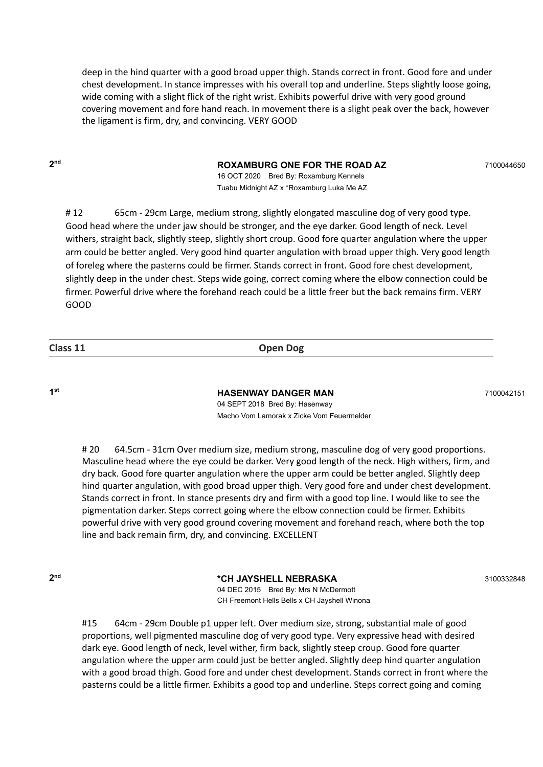deep in the hind quarter with a good broad upper thigh. Stands correct in front. Good fore and under chest development. In stance impresses with his overall top and underline. Steps slightly loose going, wide coming with a slight flick of the right wrist. Exhibits powerful drive with very good ground covering movement and fore hand reach. In movement there is a slight peak over the back, however the ligament is firm, dry, and convincing. VERY GOOD

2nd **ROXAMBURG ONE FOR THE ROAD AZ** 7100044650
16 OCT 2020 Bred By: Roxamburg Kennels
Tuabu Midnight AZ x *Roxamburg Luka Me AZ

# 12 65cm - 29cm Large, medium strong, slightly elongated masculine dog of very good type. Good head where the under jaw should be stronger, and the eye darker. Good length of neck. Level withers, straight back, slightly steep, slightly short croup. Good fore quarter angulation where the upper arm could be better angled. Very good hind quarter angulation with broad upper thigh. Very good length of foreleg where the pasterns could be firmer. Stands correct in front. Good fore chest development, slightly deep in the under chest. Steps wide going, correct coming where the elbow connection could be firmer. Powerful drive where the forehand reach could be a little freer but the back remains firm. VERY GOOD

## Class 11 Open Dog

1st **HASENWAY DANGER MAN** 7100042151
04 SEPT 2018 Bred By: Hasenway
Macho Vom Lamorak x Zicke Vom Feuermelder

# 20 64.5cm - 31cm Over medium size, medium strong, masculine dog of very good proportions. Masculine head where the eye could be darker. Very good length of the neck. High withers, firm, and dry back. Good fore quarter angulation where the upper arm could be better angled. Slightly deep hind quarter angulation, with good broad upper thigh. Very good fore and under chest development. Stands correct in front. In stance presents dry and firm with a good top line. I would like to see the pigmentation darker. Steps correct going where the elbow connection could be firmer. Exhibits powerful drive with very good ground covering movement and forehand reach, where both the top line and back remain firm, dry, and convincing. EXCELLENT

2nd ***CH JAYSHELL NEBRASKA** 3100332848
04 DEC 2015 Bred By: Mrs N McDermott
CH Freemont Hells Bells x CH Jayshell Winona

#15 64cm - 29cm Double p1 upper left. Over medium size, strong, substantial male of good proportions, well pigmented masculine dog of very good type. Very expressive head with desired dark eye. Good length of neck, level wither, firm back, slightly steep croup. Good fore quarter angulation where the upper arm could just be better angled. Slightly deep hind quarter angulation with a good broad thigh. Good fore and under chest development. Stands correct in front where the pasterns could be a little firmer. Exhibits a good top and underline. Steps correct going and coming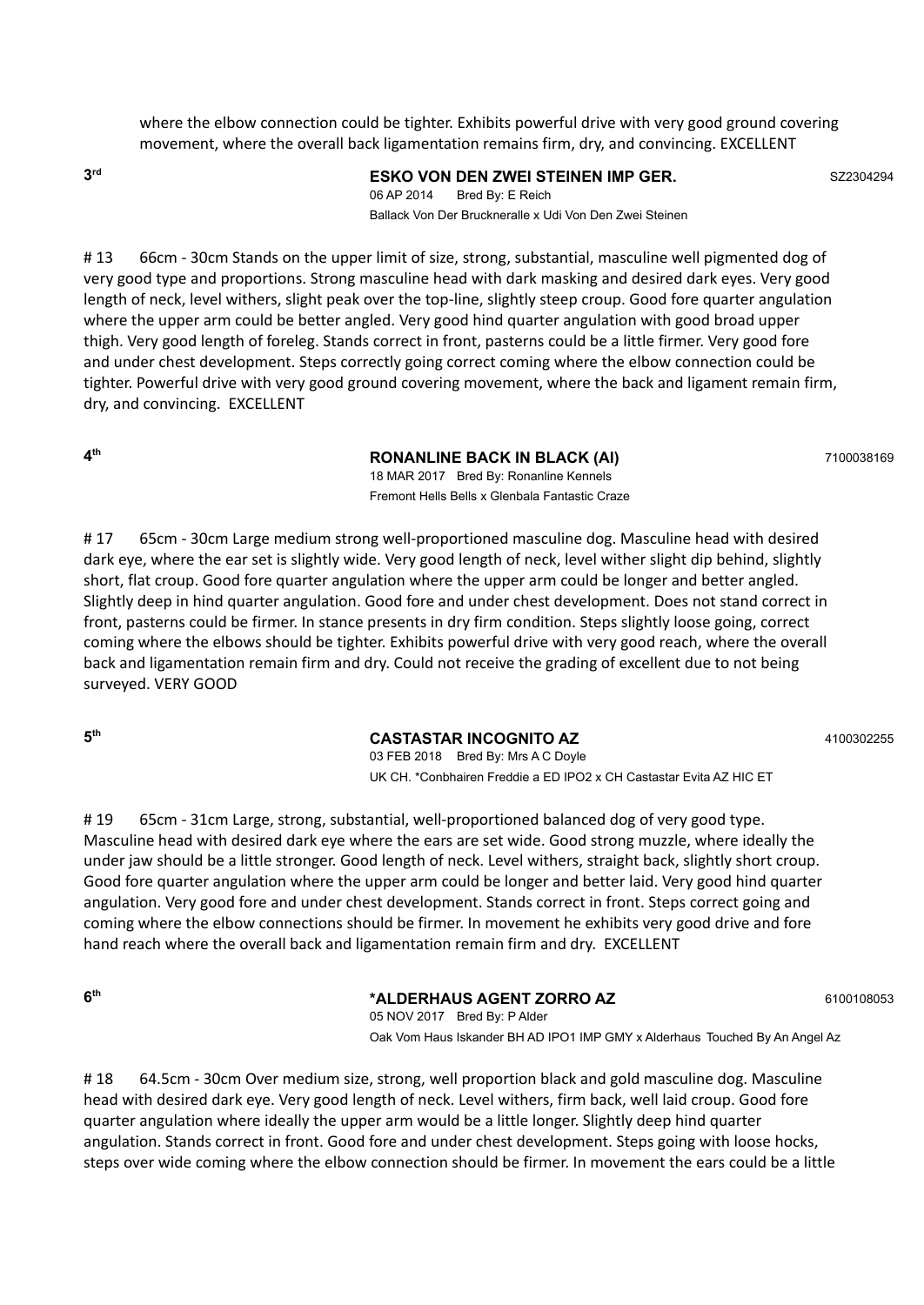where the elbow connection could be tighter. Exhibits powerful drive with very good ground covering movement, where the overall back ligamentation remains firm, dry, and convincing. EXCELLENT

**3rd** **ESKO VON DEN ZWEI STEINEN IMP GER.** SZ2304294
06 AP 2014 Bred By: E Reich
Ballack Von Der Bruckneralle x Udi Von Den Zwei Steinen

# 13 66cm - 30cm Stands on the upper limit of size, strong, substantial, masculine well pigmented dog of very good type and proportions. Strong masculine head with dark masking and desired dark eyes. Very good length of neck, level withers, slight peak over the top-line, slightly steep croup. Good fore quarter angulation where the upper arm could be better angled. Very good hind quarter angulation with good broad upper thigh. Very good length of foreleg. Stands correct in front, pasterns could be a little firmer. Very good fore and under chest development. Steps correctly going correct coming where the elbow connection could be tighter. Powerful drive with very good ground covering movement, where the back and ligament remain firm, dry, and convincing. EXCELLENT

**4th** **RONANLINE BACK IN BLACK (AI)** 7100038169
18 MAR 2017 Bred By: Ronanline Kennels
Fremont Hells Bells x Glenbala Fantastic Craze

# 17 65cm - 30cm Large medium strong well-proportioned masculine dog. Masculine head with desired dark eye, where the ear set is slightly wide. Very good length of neck, level wither slight dip behind, slightly short, flat croup. Good fore quarter angulation where the upper arm could be longer and better angled. Slightly deep in hind quarter angulation. Good fore and under chest development. Does not stand correct in front, pasterns could be firmer. In stance presents in dry firm condition. Steps slightly loose going, correct coming where the elbows should be tighter. Exhibits powerful drive with very good reach, where the overall back and ligamentation remain firm and dry. Could not receive the grading of excellent due to not being surveyed. VERY GOOD

**5th** **CASTASTAR INCOGNITO AZ** 4100302255
03 FEB 2018 Bred By: Mrs A C Doyle
UK CH. *Conbhairen Freddie a ED IPO2 x CH Castastar Evita AZ HIC ET

# 19 65cm - 31cm Large, strong, substantial, well-proportioned balanced dog of very good type. Masculine head with desired dark eye where the ears are set wide. Good strong muzzle, where ideally the under jaw should be a little stronger. Good length of neck. Level withers, straight back, slightly short croup. Good fore quarter angulation where the upper arm could be longer and better laid. Very good hind quarter angulation. Very good fore and under chest development. Stands correct in front. Steps correct going and coming where the elbow connections should be firmer. In movement he exhibits very good drive and fore hand reach where the overall back and ligamentation remain firm and dry. EXCELLENT

**6th** ***ALDERHAUS AGENT ZORRO AZ** 6100108053
05 NOV 2017 Bred By: P Alder
Oak Vom Haus Iskander BH AD IPO1 IMP GMY x Alderhaus Touched By An Angel Az

# 18 64.5cm - 30cm Over medium size, strong, well proportion black and gold masculine dog. Masculine head with desired dark eye. Very good length of neck. Level withers, firm back, well laid croup. Good fore quarter angulation where ideally the upper arm would be a little longer. Slightly deep hind quarter angulation. Stands correct in front. Good fore and under chest development. Steps going with loose hocks, steps over wide coming where the elbow connection should be firmer. In movement the ears could be a little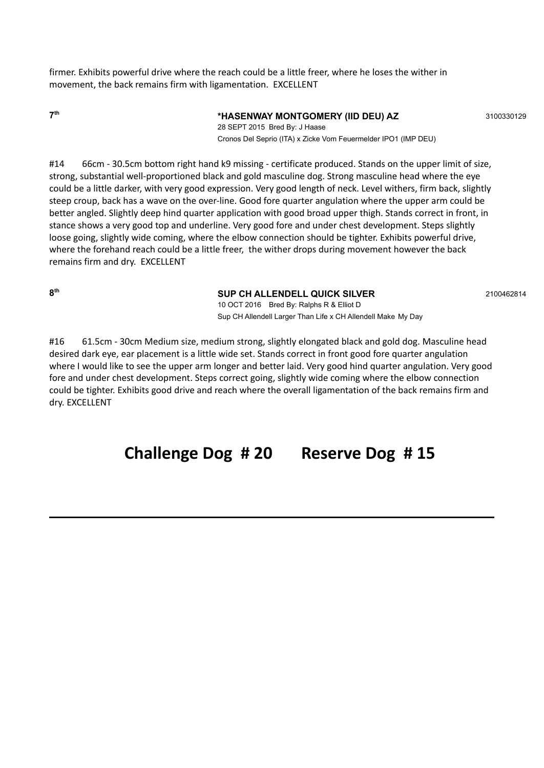firmer. Exhibits powerful drive where the reach could be a little freer, where he loses the wither in movement, the back remains firm with ligamentation.  EXCELLENT

**7th** **\*HASENWAY MONTGOMERY (IID DEU) AZ** 3100330129
28 SEPT 2015 Bred By: J Haase
Cronos Del Seprio (ITA) x Zicke Vom Feuermelder IPO1 (IMP DEU)

#14 66cm - 30.5cm bottom right hand k9 missing - certificate produced. Stands on the upper limit of size, strong, substantial well-proportioned black and gold masculine dog. Strong masculine head where the eye could be a little darker, with very good expression. Very good length of neck. Level withers, firm back, slightly steep croup, back has a wave on the over-line. Good fore quarter angulation where the upper arm could be better angled. Slightly deep hind quarter application with good broad upper thigh. Stands correct in front, in stance shows a very good top and underline. Very good fore and under chest development. Steps slightly loose going, slightly wide coming, where the elbow connection should be tighter. Exhibits powerful drive, where the forehand reach could be a little freer, the wither drops during movement however the back remains firm and dry.  EXCELLENT

**8th** **SUP CH ALLENDELL QUICK SILVER** 2100462814
10 OCT 2016 Bred By: Ralphs R & Elliot D
Sup CH Allendell Larger Than Life x CH Allendell Make My Day

#16 61.5cm - 30cm Medium size, medium strong, slightly elongated black and gold dog. Masculine head desired dark eye, ear placement is a little wide set. Stands correct in front good fore quarter angulation where I would like to see the upper arm longer and better laid. Very good hind quarter angulation. Very good fore and under chest development. Steps correct going, slightly wide coming where the elbow connection could be tighter. Exhibits good drive and reach where the overall ligamentation of the back remains firm and dry. EXCELLENT

## Challenge Dog # 20 Reserve Dog # 15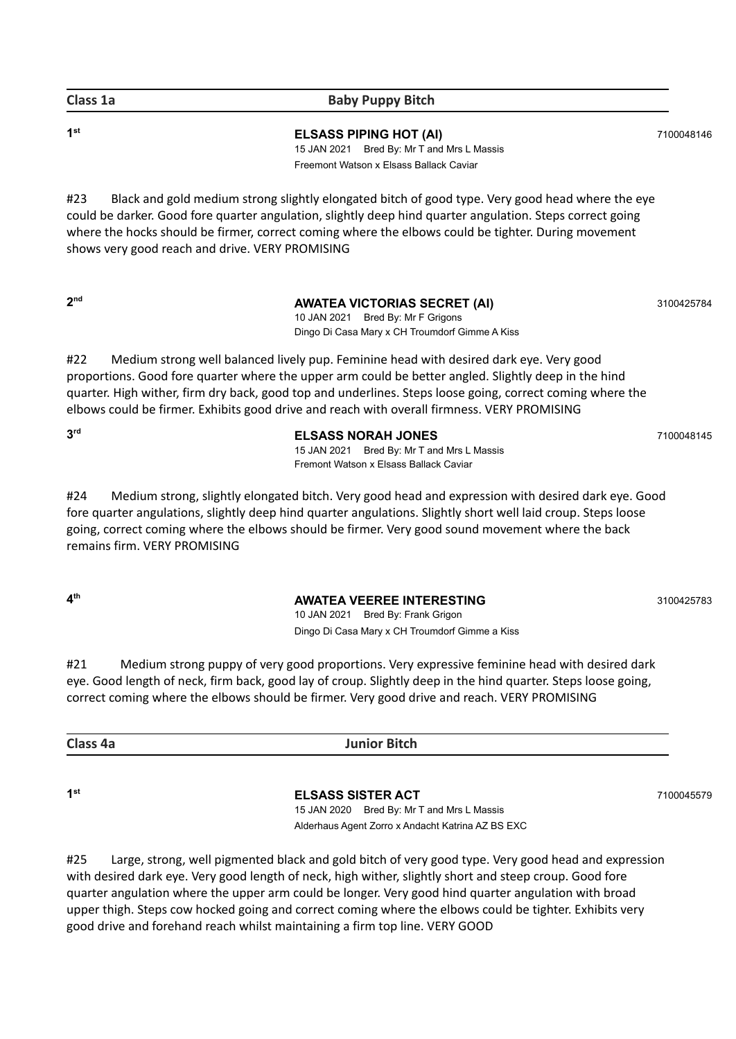## Class 1a Baby Puppy Bitch

**1st** **ELSASS PIPING HOT (AI)** 7100048146
15 JAN 2021 Bred By: Mr T and Mrs L Massis
Freemont Watson x Elsass Ballack Caviar

#23 Black and gold medium strong slightly elongated bitch of good type. Very good head where the eye could be darker. Good fore quarter angulation, slightly deep hind quarter angulation. Steps correct going where the hocks should be firmer, correct coming where the elbows could be tighter. During movement shows very good reach and drive. VERY PROMISING

**2nd** **AWATEA VICTORIAS SECRET (AI)** 3100425784
10 JAN 2021 Bred By: Mr F Grigons
Dingo Di Casa Mary x CH Troumdorf Gimme A Kiss

#22 Medium strong well balanced lively pup. Feminine head with desired dark eye. Very good proportions. Good fore quarter where the upper arm could be better angled. Slightly deep in the hind quarter. High wither, firm dry back, good top and underlines. Steps loose going, correct coming where the elbows could be firmer. Exhibits good drive and reach with overall firmness. VERY PROMISING

**3rd** **ELSASS NORAH JONES** 7100048145
15 JAN 2021 Bred By: Mr T and Mrs L Massis
Fremont Watson x Elsass Ballack Caviar

#24 Medium strong, slightly elongated bitch. Very good head and expression with desired dark eye. Good fore quarter angulations, slightly deep hind quarter angulations. Slightly short well laid croup. Steps loose going, correct coming where the elbows should be firmer. Very good sound movement where the back remains firm. VERY PROMISING

**4th** **AWATEA VEEREE INTERESTING** 3100425783
10 JAN 2021 Bred By: Frank Grigon
Dingo Di Casa Mary x CH Troumdorf Gimme a Kiss

#21 Medium strong puppy of very good proportions. Very expressive feminine head with desired dark eye. Good length of neck, firm back, good lay of croup. Slightly deep in the hind quarter. Steps loose going, correct coming where the elbows should be firmer. Very good drive and reach. VERY PROMISING

## Class 4a Junior Bitch

**1st** **ELSASS SISTER ACT** 7100045579
15 JAN 2020 Bred By: Mr T and Mrs L Massis
Alderhaus Agent Zorro x Andacht Katrina AZ BS EXC

#25 Large, strong, well pigmented black and gold bitch of very good type. Very good head and expression with desired dark eye. Very good length of neck, high wither, slightly short and steep croup. Good fore quarter angulation where the upper arm could be longer. Very good hind quarter angulation with broad upper thigh. Steps cow hocked going and correct coming where the elbows could be tighter. Exhibits very good drive and forehand reach whilst maintaining a firm top line. VERY GOOD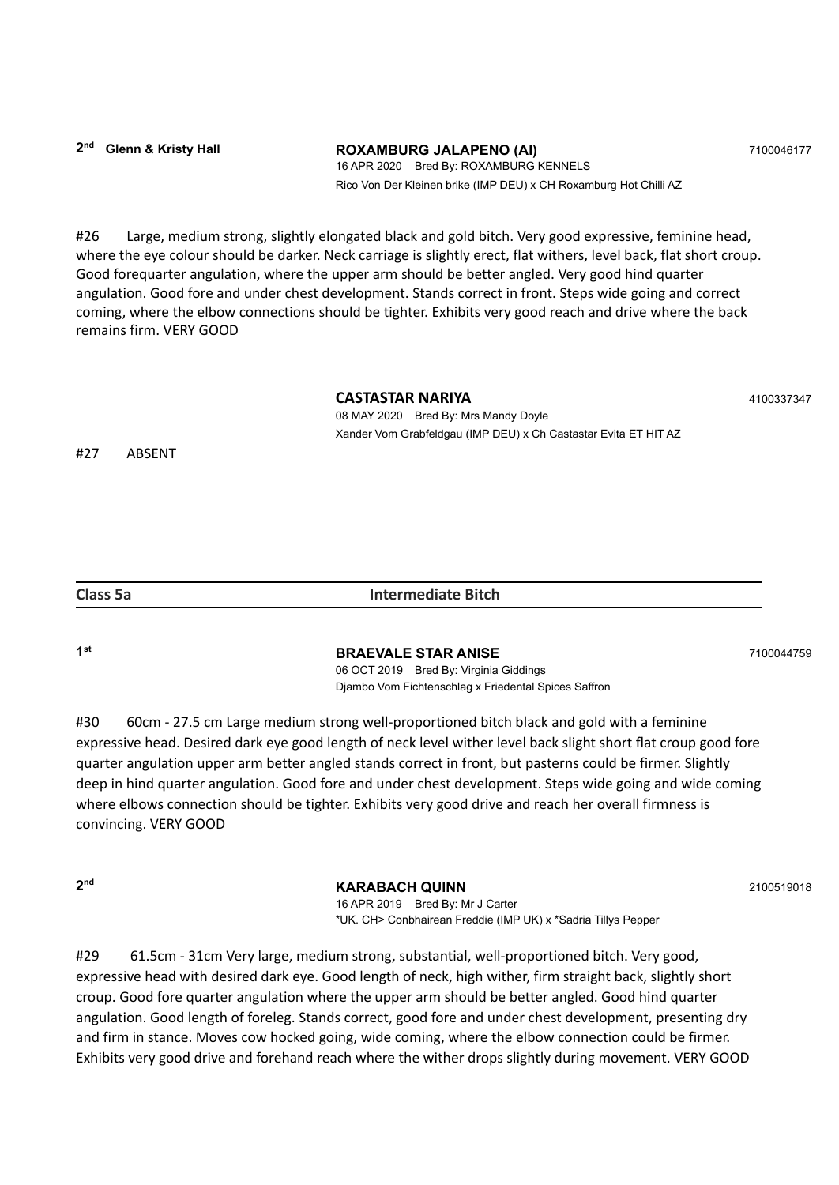**2nd** **Glenn & Kristy Hall** **ROXAMBURG JALAPENO (AI)** 7100046177

16 APR 2020 Bred By: ROXAMBURG KENNELS

Rico Von Der Kleinen brike (IMP DEU) x CH Roxamburg Hot Chilli AZ

#26 Large, medium strong, slightly elongated black and gold bitch. Very good expressive, feminine head, where the eye colour should be darker. Neck carriage is slightly erect, flat withers, level back, flat short croup. Good forequarter angulation, where the upper arm should be better angled. Very good hind quarter angulation. Good fore and under chest development. Stands correct in front. Steps wide going and correct coming, where the elbow connections should be tighter. Exhibits very good reach and drive where the back remains firm. VERY GOOD

**CASTASTAR NARIYA** 4100337347

08 MAY 2020 Bred By: Mrs Mandy Doyle

Xander Vom Grabfeldgau (IMP DEU) x Ch Castastar Evita ET HIT AZ

#27 ABSENT

**Class 5a** **Intermediate Bitch**

**1st** **BRAEVALE STAR ANISE** 7100044759

06 OCT 2019 Bred By: Virginia Giddings

Djambo Vom Fichtenschlag x Friedental Spices Saffron

#30 60cm - 27.5 cm Large medium strong well-proportioned bitch black and gold with a feminine expressive head. Desired dark eye good length of neck level wither level back slight short flat croup good fore quarter angulation upper arm better angled stands correct in front, but pasterns could be firmer. Slightly deep in hind quarter angulation. Good fore and under chest development. Steps wide going and wide coming where elbows connection should be tighter. Exhibits very good drive and reach her overall firmness is convincing. VERY GOOD

**2nd** **KARABACH QUINN** 2100519018

16 APR 2019 Bred By: Mr J Carter

*UK. CH> Conbhairean Freddie (IMP UK) x *Sadria Tillys Pepper

#29 61.5cm - 31cm Very large, medium strong, substantial, well-proportioned bitch. Very good, expressive head with desired dark eye. Good length of neck, high wither, firm straight back, slightly short croup. Good fore quarter angulation where the upper arm should be better angled. Good hind quarter angulation. Good length of foreleg. Stands correct, good fore and under chest development, presenting dry and firm in stance. Moves cow hocked going, wide coming, where the elbow connection could be firmer. Exhibits very good drive and forehand reach where the wither drops slightly during movement. VERY GOOD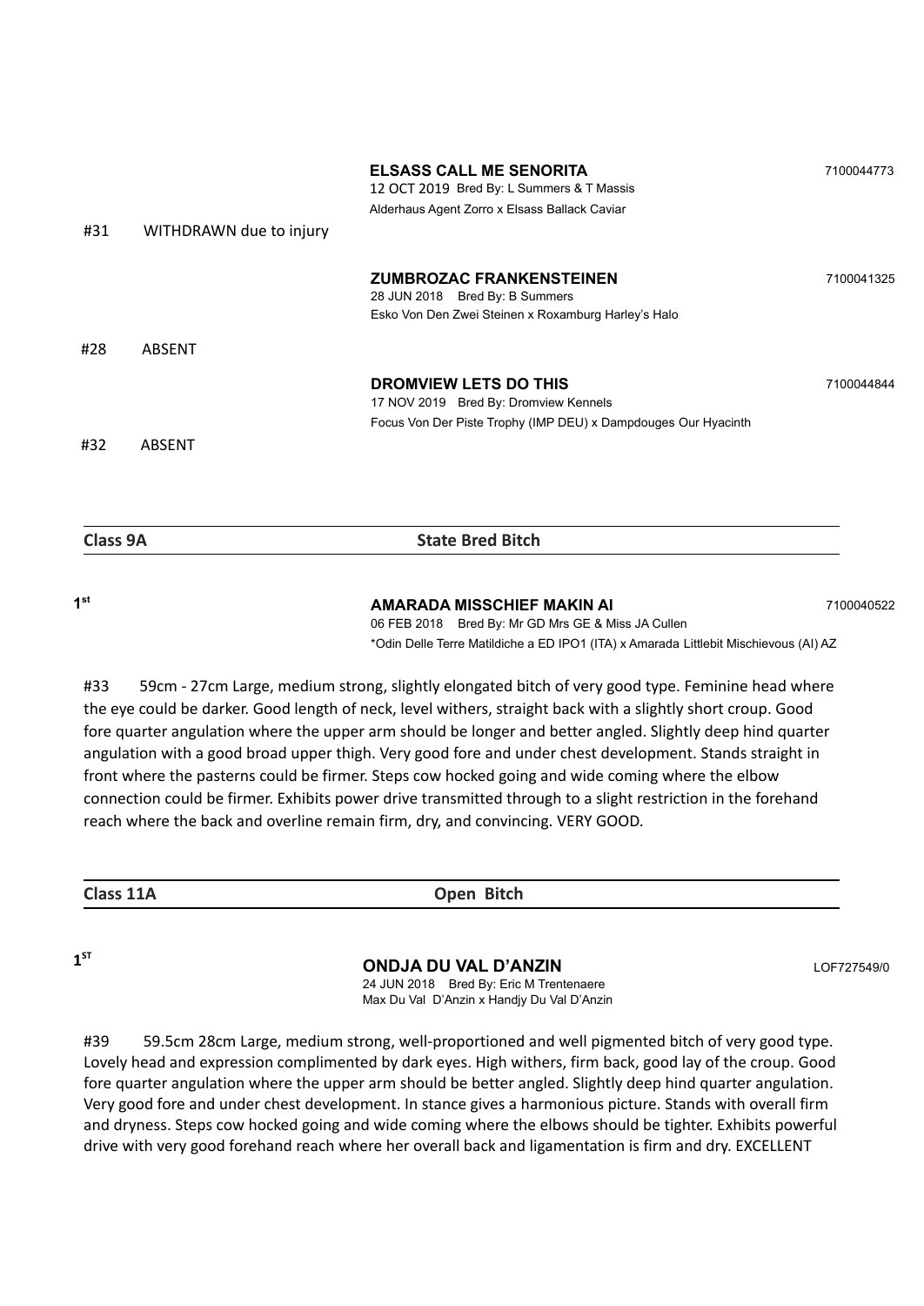**ELSASS CALL ME SENORITA** 7100044773
12 OCT 2019 Bred By: L Summers & T Massis
Alderhaus Agent Zorro x Elsass Ballack Caviar

#31 WITHDRAWN due to injury

**ZUMBROZAC FRANKENSTEINEN** 7100041325
28 JUN 2018 Bred By: B Summers
Esko Von Den Zwei Steinen x Roxamburg Harley's Halo

#28 ABSENT

**DROMVIEW LETS DO THIS** 7100044844
17 NOV 2019 Bred By: Dromview Kennels
Focus Von Der Piste Trophy (IMP DEU) x Dampdouges Our Hyacinth

#32 ABSENT

## Class 9A State Bred Bitch

1st **AMARADA MISSCHIEF MAKIN AI** 7100040522
06 FEB 2018 Bred By: Mr GD Mrs GE & Miss JA Cullen
*Odin Delle Terre Matildiche a ED IPO1 (ITA) x Amarada Littlebit Mischievous (AI) AZ

#33 59cm - 27cm Large, medium strong, slightly elongated bitch of very good type. Feminine head where the eye could be darker. Good length of neck, level withers, straight back with a slightly short croup. Good fore quarter angulation where the upper arm should be longer and better angled. Slightly deep hind quarter angulation with a good broad upper thigh. Very good fore and under chest development. Stands straight in front where the pasterns could be firmer. Steps cow hocked going and wide coming where the elbow connection could be firmer. Exhibits power drive transmitted through to a slight restriction in the forehand reach where the back and overline remain firm, dry, and convincing. VERY GOOD.

## Class 11A Open Bitch

1ST **ONDJA DU VAL D'ANZIN** LOF727549/0
24 JUN 2018 Bred By: Eric M Trentenaere
Max Du Val D'Anzin x Handjy Du Val D'Anzin

#39 59.5cm 28cm Large, medium strong, well-proportioned and well pigmented bitch of very good type. Lovely head and expression complimented by dark eyes. High withers, firm back, good lay of the croup. Good fore quarter angulation where the upper arm should be better angled. Slightly deep hind quarter angulation. Very good fore and under chest development. In stance gives a harmonious picture. Stands with overall firm and dryness. Steps cow hocked going and wide coming where the elbows should be tighter. Exhibits powerful drive with very good forehand reach where her overall back and ligamentation is firm and dry. EXCELLENT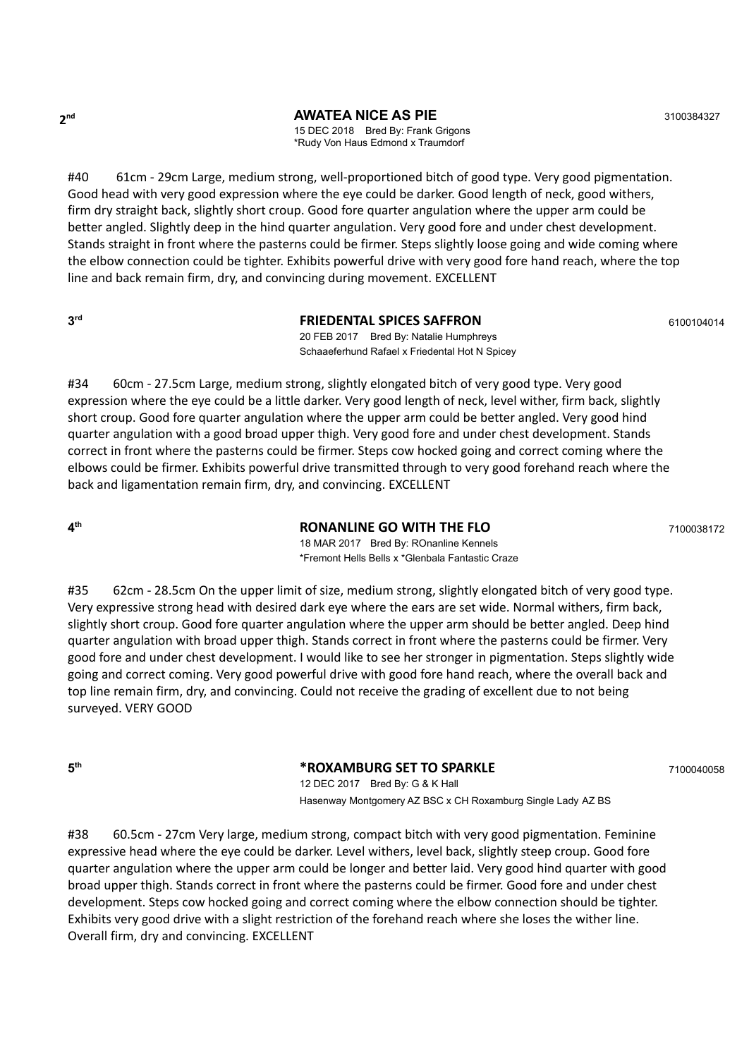**2nd** **AWATEA NICE AS PIE** 3100384327
15 DEC 2018 Bred By: Frank Grigons
*Rudy Von Haus Edmond x Traumdorf

#40 61cm - 29cm Large, medium strong, well-proportioned bitch of good type. Very good pigmentation. Good head with very good expression where the eye could be darker. Good length of neck, good withers, firm dry straight back, slightly short croup. Good fore quarter angulation where the upper arm could be better angled. Slightly deep in the hind quarter angulation. Very good fore and under chest development. Stands straight in front where the pasterns could be firmer. Steps slightly loose going and wide coming where the elbow connection could be tighter. Exhibits powerful drive with very good fore hand reach, where the top line and back remain firm, dry, and convincing during movement. EXCELLENT

**3rd** **FRIEDENTAL SPICES SAFFRON** 6100104014
20 FEB 2017 Bred By: Natalie Humphreys
Schaaeferhund Rafael x Friedental Hot N Spicey

#34 60cm - 27.5cm Large, medium strong, slightly elongated bitch of very good type. Very good expression where the eye could be a little darker. Very good length of neck, level wither, firm back, slightly short croup. Good fore quarter angulation where the upper arm could be better angled. Very good hind quarter angulation with a good broad upper thigh. Very good fore and under chest development. Stands correct in front where the pasterns could be firmer. Steps cow hocked going and correct coming where the elbows could be firmer. Exhibits powerful drive transmitted through to very good forehand reach where the back and ligamentation remain firm, dry, and convincing. EXCELLENT

**4th** **RONANLINE GO WITH THE FLO** 7100038172
18 MAR 2017 Bred By: ROnanline Kennels
*Fremont Hells Bells x *Glenbala Fantastic Craze

#35 62cm - 28.5cm On the upper limit of size, medium strong, slightly elongated bitch of very good type. Very expressive strong head with desired dark eye where the ears are set wide. Normal withers, firm back, slightly short croup. Good fore quarter angulation where the upper arm should be better angled. Deep hind quarter angulation with broad upper thigh. Stands correct in front where the pasterns could be firmer. Very good fore and under chest development. I would like to see her stronger in pigmentation. Steps slightly wide going and correct coming. Very good powerful drive with good fore hand reach, where the overall back and top line remain firm, dry, and convincing. Could not receive the grading of excellent due to not being surveyed. VERY GOOD

**5th** ***ROXAMBURG SET TO SPARKLE** 7100040058
12 DEC 2017 Bred By: G & K Hall
Hasenway Montgomery AZ BSC x CH Roxamburg Single Lady AZ BS

#38 60.5cm - 27cm Very large, medium strong, compact bitch with very good pigmentation. Feminine expressive head where the eye could be darker. Level withers, level back, slightly steep croup. Good fore quarter angulation where the upper arm could be longer and better laid. Very good hind quarter with good broad upper thigh. Stands correct in front where the pasterns could be firmer. Good fore and under chest development. Steps cow hocked going and correct coming where the elbow connection should be tighter. Exhibits very good drive with a slight restriction of the forehand reach where she loses the wither line. Overall firm, dry and convincing. EXCELLENT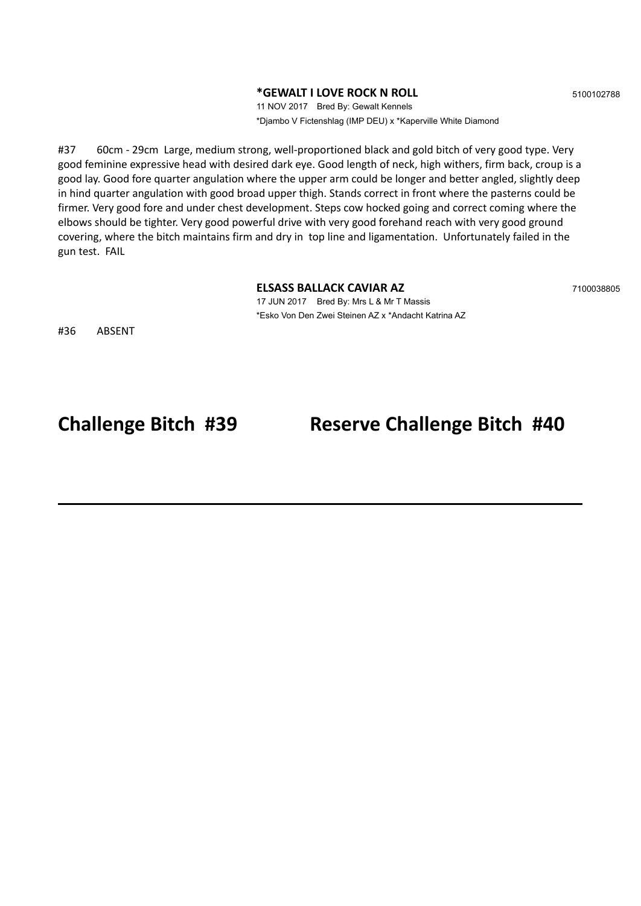**\*GEWALT I LOVE ROCK N ROLL** 5100102788
11 NOV 2017 Bred By: Gewalt Kennels
\*Djambo V Fictenshlag (IMP DEU) x \*Kaperville White Diamond

#37 60cm - 29cm Large, medium strong, well-proportioned black and gold bitch of very good type. Very good feminine expressive head with desired dark eye. Good length of neck, high withers, firm back, croup is a good lay. Good fore quarter angulation where the upper arm could be longer and better angled, slightly deep in hind quarter angulation with good broad upper thigh. Stands correct in front where the pasterns could be firmer. Very good fore and under chest development. Steps cow hocked going and correct coming where the elbows should be tighter. Very good powerful drive with very good forehand reach with very good ground covering, where the bitch maintains firm and dry in top line and ligamentation. Unfortunately failed in the gun test. FAIL

**ELSASS BALLACK CAVIAR AZ** 7100038805
17 JUN 2017 Bred By: Mrs L & Mr T Massis
\*Esko Von Den Zwei Steinen AZ x \*Andacht Katrina AZ

#36 ABSENT

## Challenge Bitch #39 Reserve Challenge Bitch #40

---